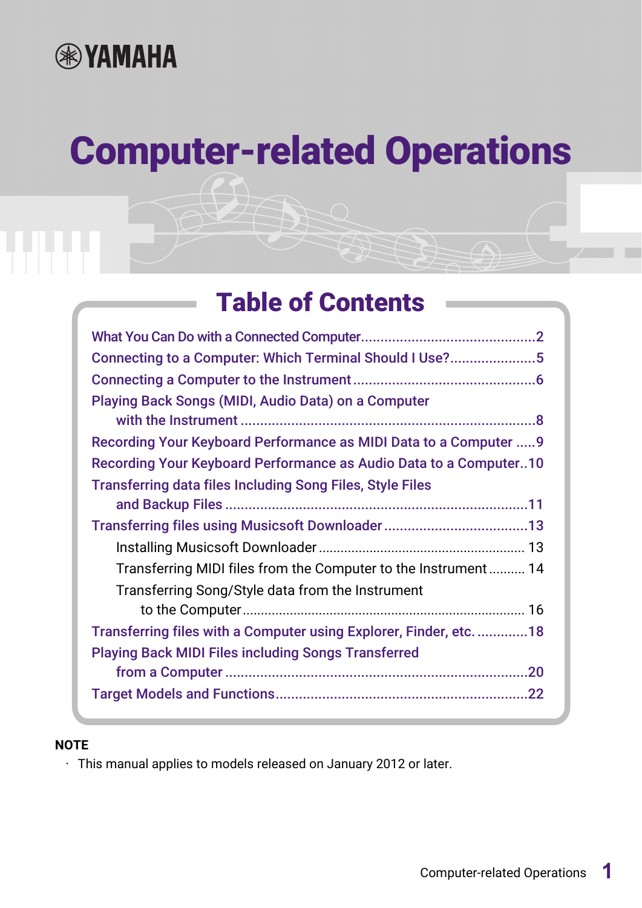YAMAHA

# Computer-related Operations

## Table of Contents

- What You Can Do with a Connected Computer....................................................2
- Connecting to a Computer: Which Terminal Should I Use?......................5
- Connecting a Computer to the Instrument...............................................6
- Playing Back Songs (MIDI, Audio Data) on a Computer with the Instrument ............................................................................8
- Recording Your Keyboard Performance as MIDI Data to a Computer .....9
- Recording Your Keyboard Performance as Audio Data to a Computer..10
- Transferring data files Including Song Files, Style Files and Backup Files ............................................................................11
- Transferring files using Musicsoft Downloader......................................13
  - Installing Musicsoft Downloader ........................................................ 13
  - Transferring MIDI files from the Computer to the Instrument.......... 14
  - Transferring Song/Style data from the Instrument to the Computer............................................................................ 16
- Transferring files with a Computer using Explorer, Finder, etc. .............18
- Playing Back MIDI Files including Songs Transferred from a Computer ...........................................................................20
- Target Models and Functions.................................................................22

**NOTE**

- This manual applies to models released on January 2012 or later.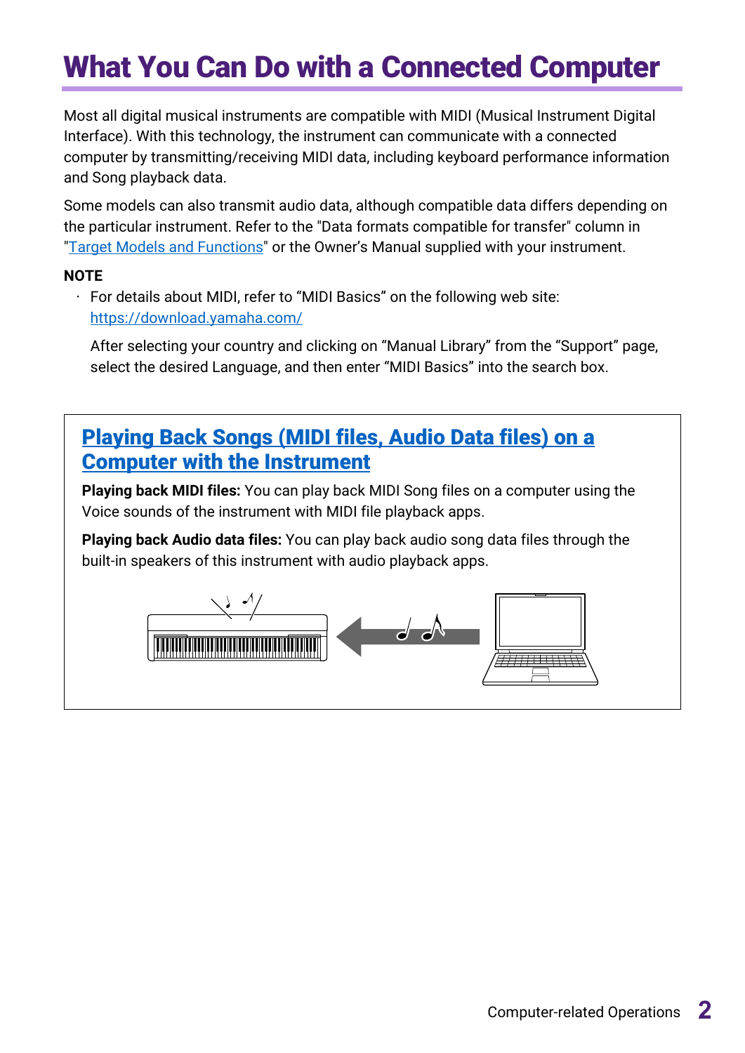# What You Can Do with a Connected Computer

Most all digital musical instruments are compatible with MIDI (Musical Instrument Digital Interface). With this technology, the instrument can communicate with a connected computer by transmitting/receiving MIDI data, including keyboard performance information and Song playback data.

Some models can also transmit audio data, although compatible data differs depending on the particular instrument. Refer to the "Data formats compatible for transfer" column in "Target Models and Functions" or the Owner's Manual supplied with your instrument.

**NOTE**

- For details about MIDI, refer to “MIDI Basics” on the following web site: https://download.yamaha.com/

  After selecting your country and clicking on “Manual Library” from the “Support” page, select the desired Language, and then enter “MIDI Basics” into the search box.

## Playing Back Songs (MIDI files, Audio Data files) on a Computer with the Instrument

**Playing back MIDI files:** You can play back MIDI Song files on a computer using the Voice sounds of the instrument with MIDI file playback apps.

**Playing back Audio data files:** You can play back audio song data files through the built-in speakers of this instrument with audio playback apps.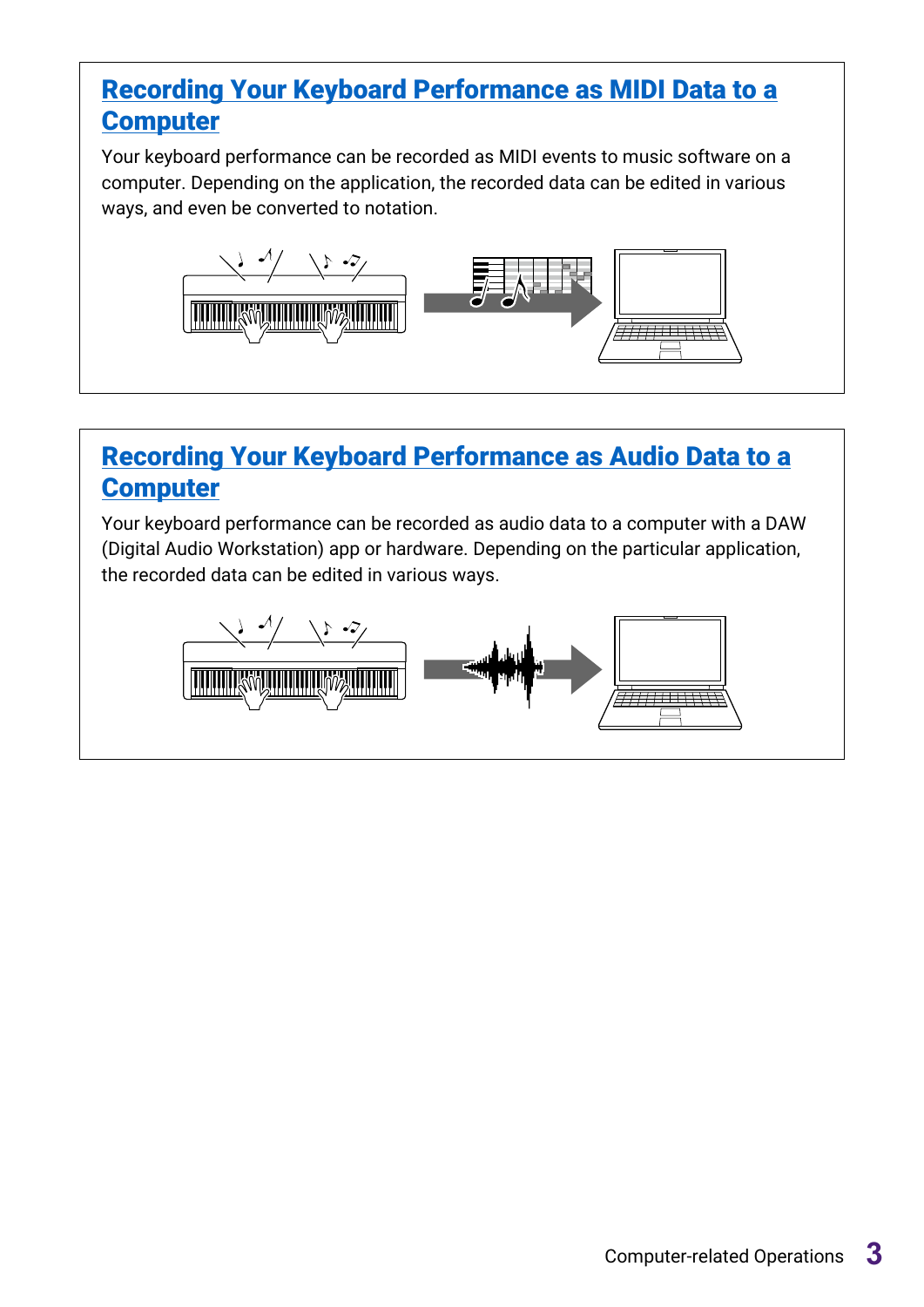## Recording Your Keyboard Performance as MIDI Data to a Computer

Your keyboard performance can be recorded as MIDI events to music software on a computer. Depending on the application, the recorded data can be edited in various ways, and even be converted to notation.

## Recording Your Keyboard Performance as Audio Data to a Computer

Your keyboard performance can be recorded as audio data to a computer with a DAW (Digital Audio Workstation) app or hardware. Depending on the particular application, the recorded data can be edited in various ways.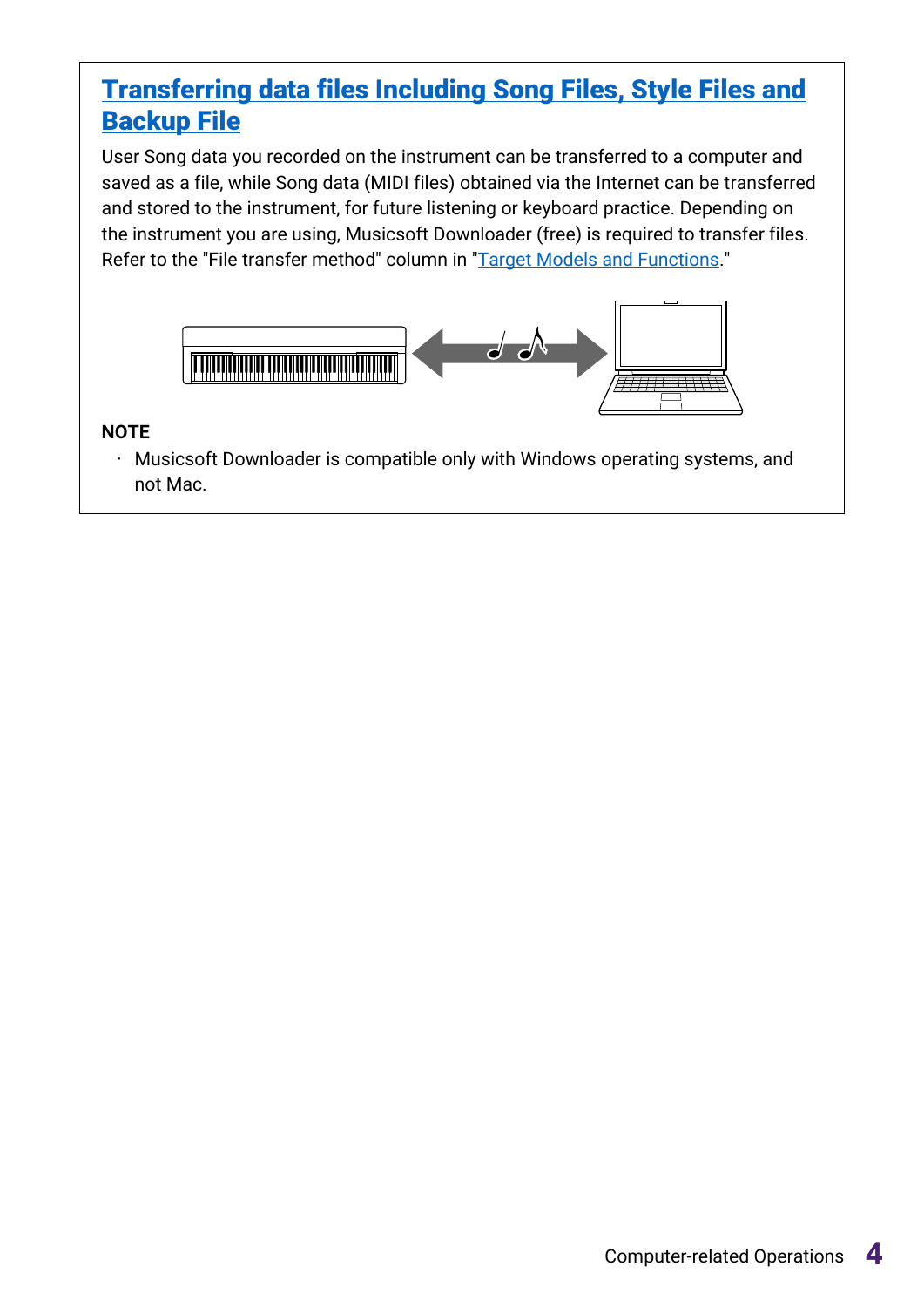## Transferring data files Including Song Files, Style Files and Backup File

User Song data you recorded on the instrument can be transferred to a computer and saved as a file, while Song data (MIDI files) obtained via the Internet can be transferred and stored to the instrument, for future listening or keyboard practice. Depending on the instrument you are using, Musicsoft Downloader (free) is required to transfer files. Refer to the "File transfer method" column in "Target Models and Functions."

**NOTE**

- Musicsoft Downloader is compatible only with Windows operating systems, and not Mac.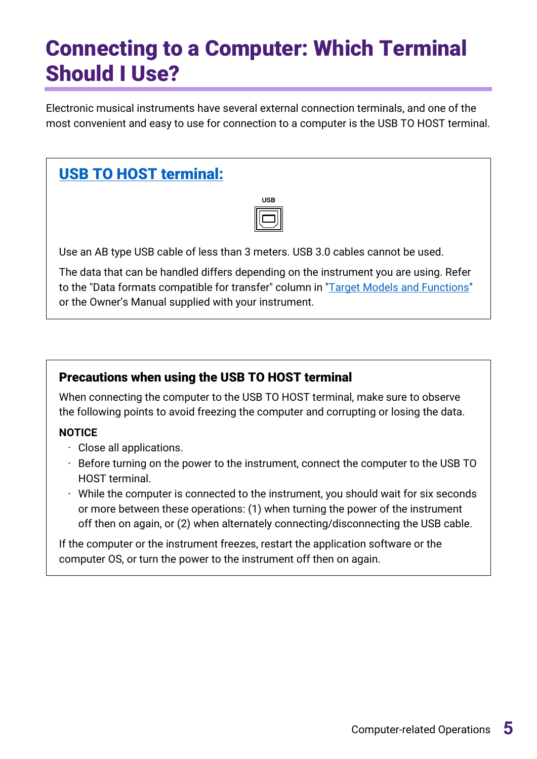# Connecting to a Computer: Which Terminal Should I Use?

Electronic musical instruments have several external connection terminals, and one of the most convenient and easy to use for connection to a computer is the USB TO HOST terminal.

## USB TO HOST terminal:

USB

Use an AB type USB cable of less than 3 meters. USB 3.0 cables cannot be used.

The data that can be handled differs depending on the instrument you are using. Refer to the "Data formats compatible for transfer" column in "Target Models and Functions" or the Owner's Manual supplied with your instrument.

### Precautions when using the USB TO HOST terminal

When connecting the computer to the USB TO HOST terminal, make sure to observe the following points to avoid freezing the computer and corrupting or losing the data.

**NOTICE**

- Close all applications.
- Before turning on the power to the instrument, connect the computer to the USB TO HOST terminal.
- While the computer is connected to the instrument, you should wait for six seconds or more between these operations: (1) when turning the power of the instrument off then on again, or (2) when alternately connecting/disconnecting the USB cable.

If the computer or the instrument freezes, restart the application software or the computer OS, or turn the power to the instrument off then on again.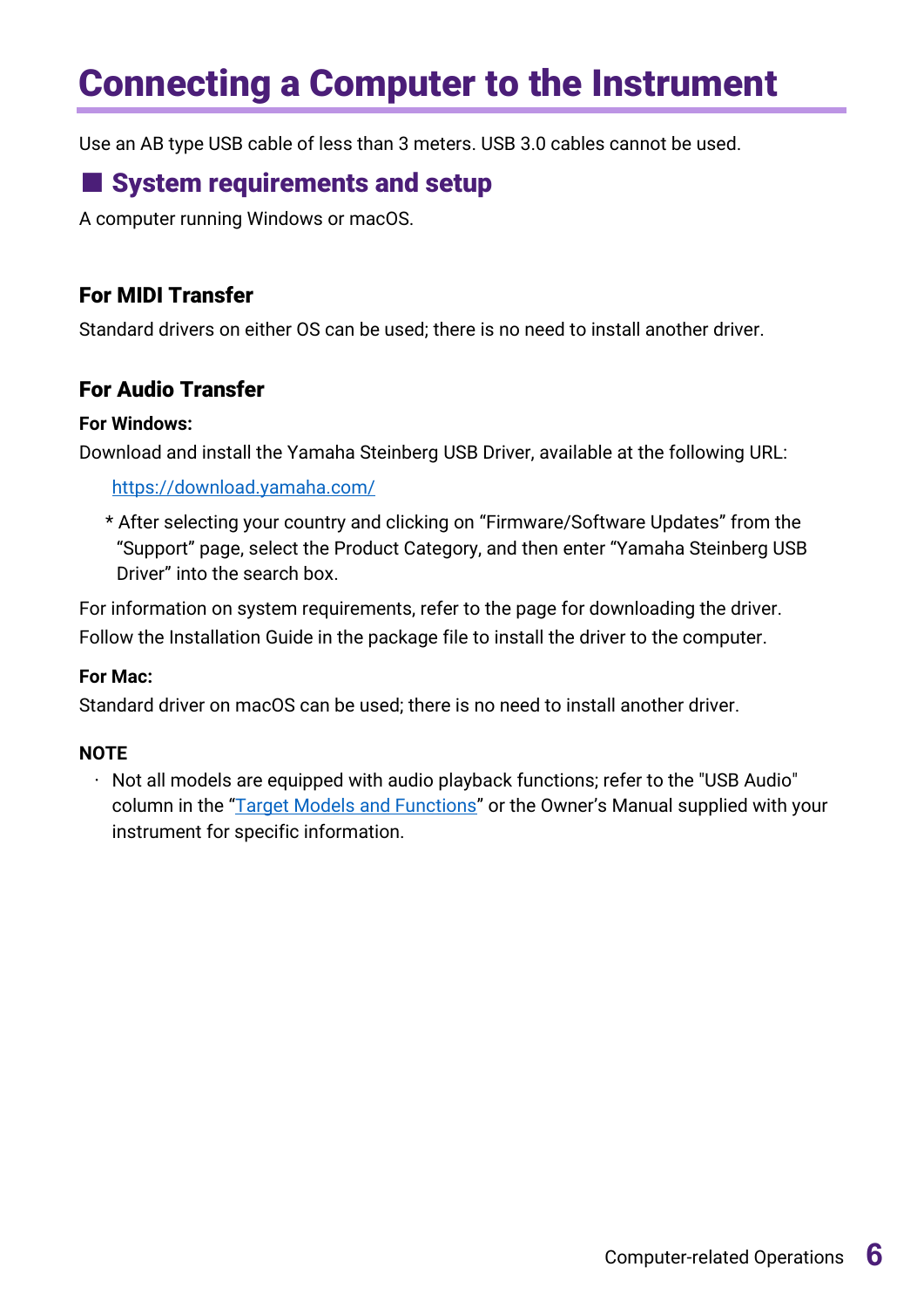# Connecting a Computer to the Instrument

Use an AB type USB cable of less than 3 meters. USB 3.0 cables cannot be used.

## ■ System requirements and setup

A computer running Windows or macOS.

### For MIDI Transfer

Standard drivers on either OS can be used; there is no need to install another driver.

### For Audio Transfer

**For Windows:**

Download and install the Yamaha Steinberg USB Driver, available at the following URL:

[https://download.yamaha.com/](https://download.yamaha.com/)

* After selecting your country and clicking on “Firmware/Software Updates” from the “Support” page, select the Product Category, and then enter “Yamaha Steinberg USB Driver” into the search box.

For information on system requirements, refer to the page for downloading the driver.
Follow the Installation Guide in the package file to install the driver to the computer.

**For Mac:**

Standard driver on macOS can be used; there is no need to install another driver.

**NOTE**

- Not all models are equipped with audio playback functions; refer to the "USB Audio" column in the “Target Models and Functions” or the Owner’s Manual supplied with your instrument for specific information.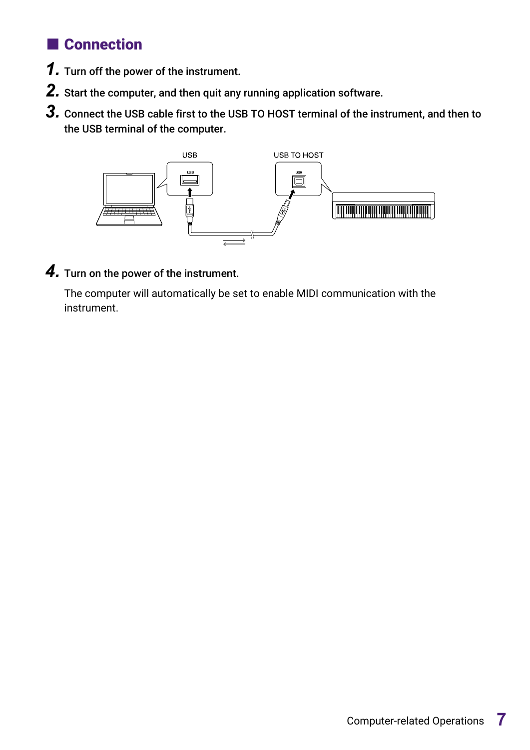## ■ Connection

1. **Turn off the power of the instrument.**
2. **Start the computer, and then quit any running application software.**
3. **Connect the USB cable first to the USB TO HOST terminal of the instrument, and then to the USB terminal of the computer.**
4. **Turn on the power of the instrument.**

   The computer will automatically be set to enable MIDI communication with the instrument.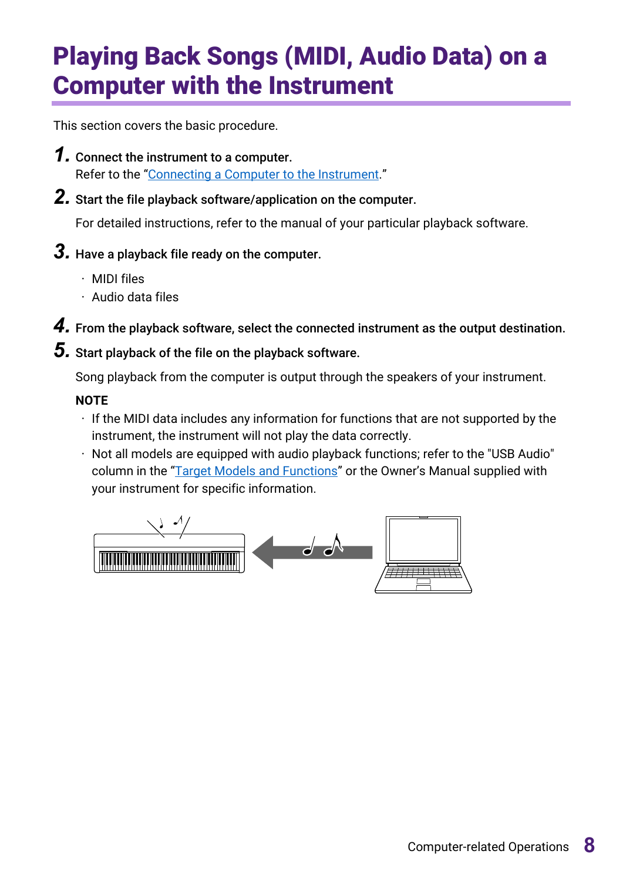# Playing Back Songs (MIDI, Audio Data) on a Computer with the Instrument

This section covers the basic procedure.

**1.** **Connect the instrument to a computer.**
Refer to the "Connecting a Computer to the Instrument."

**2.** **Start the file playback software/application on the computer.**
For detailed instructions, refer to the manual of your particular playback software.

**3.** **Have a playback file ready on the computer.**

- MIDI files
- Audio data files

**4.** **From the playback software, select the connected instrument as the output destination.**

**5.** **Start playback of the file on the playback software.**
Song playback from the computer is output through the speakers of your instrument.

**NOTE**

- If the MIDI data includes any information for functions that are not supported by the instrument, the instrument will not play the data correctly.
- Not all models are equipped with audio playback functions; refer to the "USB Audio" column in the "Target Models and Functions" or the Owner's Manual supplied with your instrument for specific information.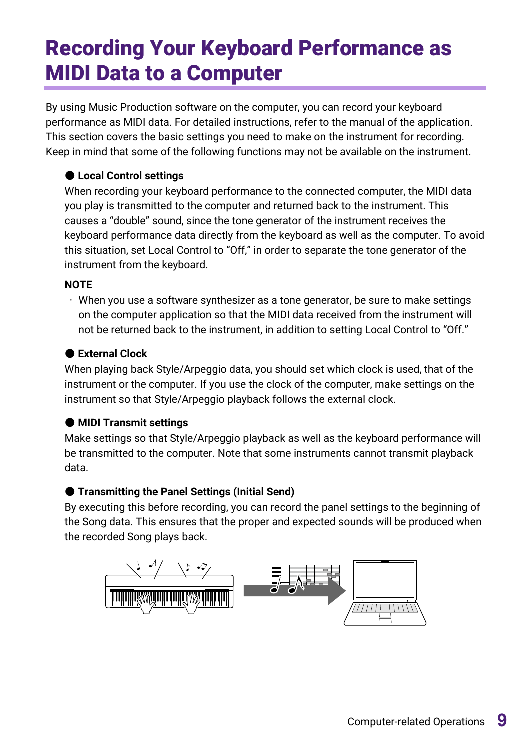# Recording Your Keyboard Performance as MIDI Data to a Computer

By using Music Production software on the computer, you can record your keyboard performance as MIDI data. For detailed instructions, refer to the manual of the application. This section covers the basic settings you need to make on the instrument for recording. Keep in mind that some of the following functions may not be available on the instrument.

### ● Local Control settings

When recording your keyboard performance to the connected computer, the MIDI data you play is transmitted to the computer and returned back to the instrument. This causes a “double” sound, since the tone generator of the instrument receives the keyboard performance data directly from the keyboard as well as the computer. To avoid this situation, set Local Control to “Off,” in order to separate the tone generator of the instrument from the keyboard.

**NOTE**

- When you use a software synthesizer as a tone generator, be sure to make settings on the computer application so that the MIDI data received from the instrument will not be returned back to the instrument, in addition to setting Local Control to “Off.”

### ● External Clock

When playing back Style/Arpeggio data, you should set which clock is used, that of the instrument or the computer. If you use the clock of the computer, make settings on the instrument so that Style/Arpeggio playback follows the external clock.

### ● MIDI Transmit settings

Make settings so that Style/Arpeggio playback as well as the keyboard performance will be transmitted to the computer. Note that some instruments cannot transmit playback data.

### ● Transmitting the Panel Settings (Initial Send)

By executing this before recording, you can record the panel settings to the beginning of the Song data. This ensures that the proper and expected sounds will be produced when the recorded Song plays back.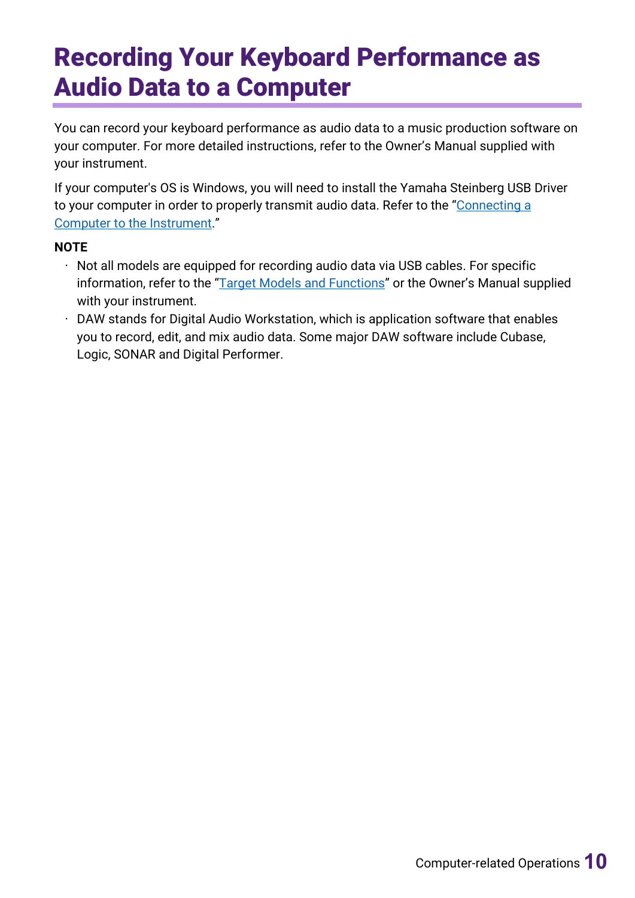# Recording Your Keyboard Performance as Audio Data to a Computer

You can record your keyboard performance as audio data to a music production software on your computer. For more detailed instructions, refer to the Owner's Manual supplied with your instrument.

If your computer's OS is Windows, you will need to install the Yamaha Steinberg USB Driver to your computer in order to properly transmit audio data. Refer to the "Connecting a Computer to the Instrument."

**NOTE**

- Not all models are equipped for recording audio data via USB cables. For specific information, refer to the "Target Models and Functions" or the Owner's Manual supplied with your instrument.
- DAW stands for Digital Audio Workstation, which is application software that enables you to record, edit, and mix audio data. Some major DAW software include Cubase, Logic, SONAR and Digital Performer.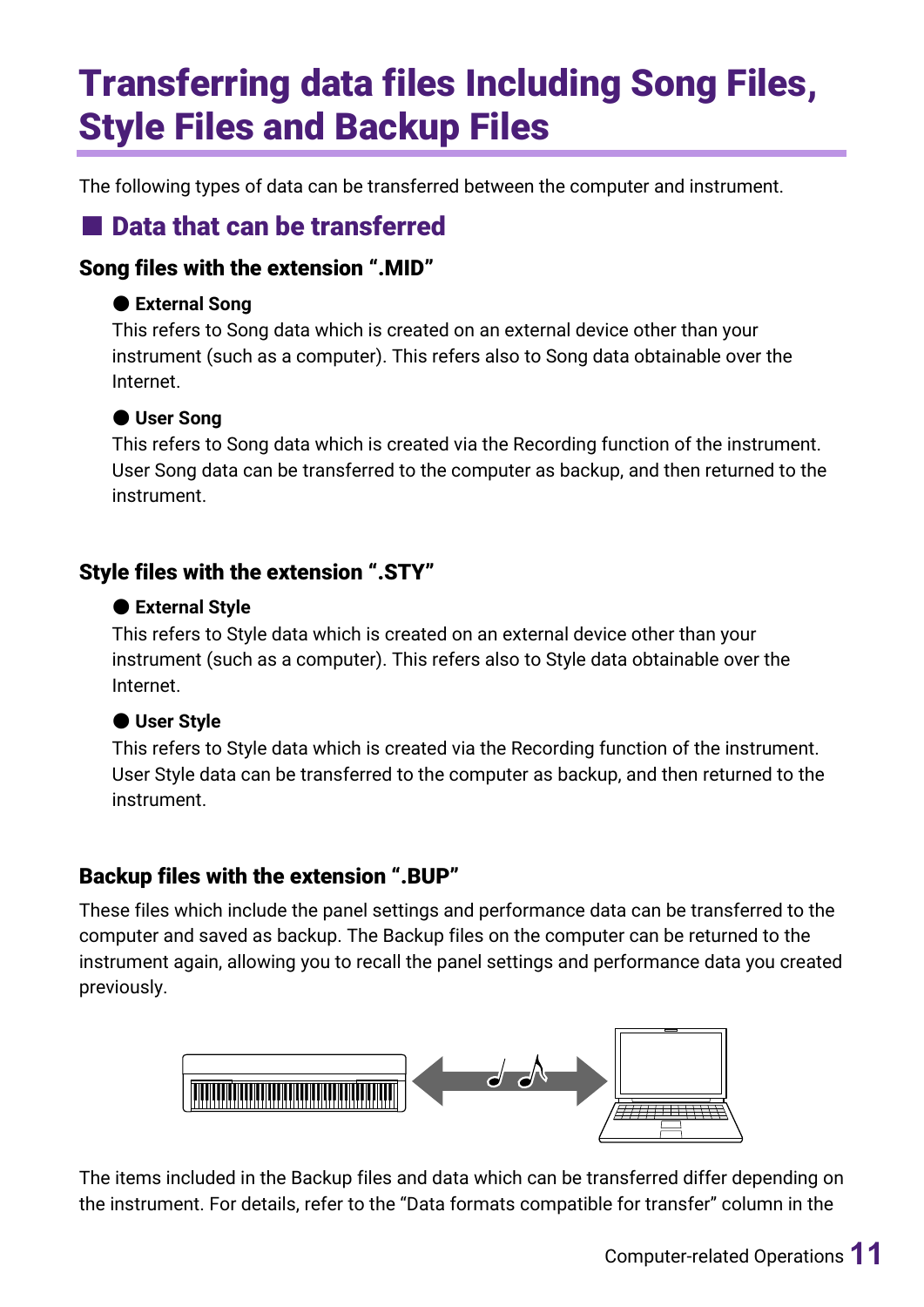# Transferring data files Including Song Files, Style Files and Backup Files

The following types of data can be transferred between the computer and instrument.

## ■ Data that can be transferred

### Song files with the extension ".MID"

● **External Song**

This refers to Song data which is created on an external device other than your instrument (such as a computer). This refers also to Song data obtainable over the Internet.

● **User Song**

This refers to Song data which is created via the Recording function of the instrument. User Song data can be transferred to the computer as backup, and then returned to the instrument.

### Style files with the extension ".STY"

● **External Style**

This refers to Style data which is created on an external device other than your instrument (such as a computer). This refers also to Style data obtainable over the Internet.

● **User Style**

This refers to Style data which is created via the Recording function of the instrument. User Style data can be transferred to the computer as backup, and then returned to the instrument.

### Backup files with the extension ".BUP"

These files which include the panel settings and performance data can be transferred to the computer and saved as backup. The Backup files on the computer can be returned to the instrument again, allowing you to recall the panel settings and performance data you created previously.

The items included in the Backup files and data which can be transferred differ depending on the instrument. For details, refer to the "Data formats compatible for transfer" column in the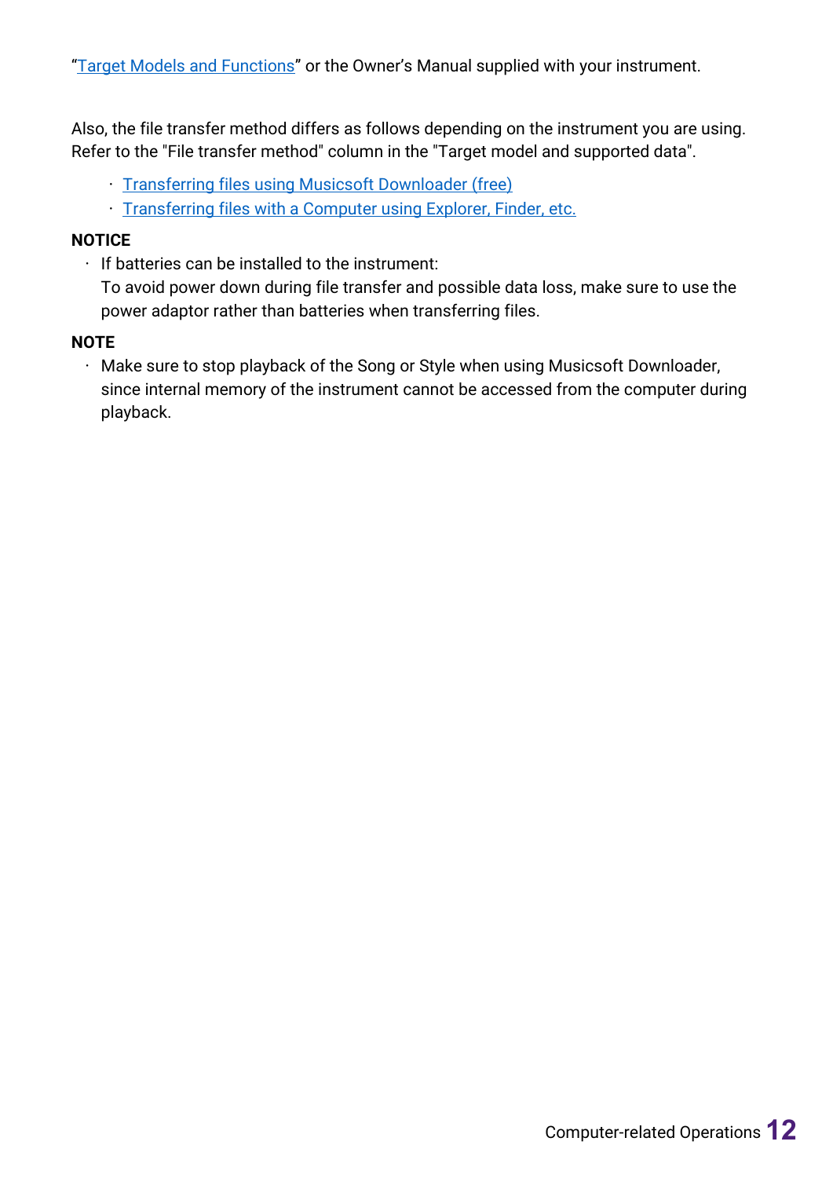"Target Models and Functions" or the Owner's Manual supplied with your instrument.

Also, the file transfer method differs as follows depending on the instrument you are using. Refer to the "File transfer method" column in the "Target model and supported data".

- Transferring files using Musicsoft Downloader (free)
- Transferring files with a Computer using Explorer, Finder, etc.

**NOTICE**

- If batteries can be installed to the instrument:
  To avoid power down during file transfer and possible data loss, make sure to use the power adaptor rather than batteries when transferring files.

**NOTE**

- Make sure to stop playback of the Song or Style when using Musicsoft Downloader, since internal memory of the instrument cannot be accessed from the computer during playback.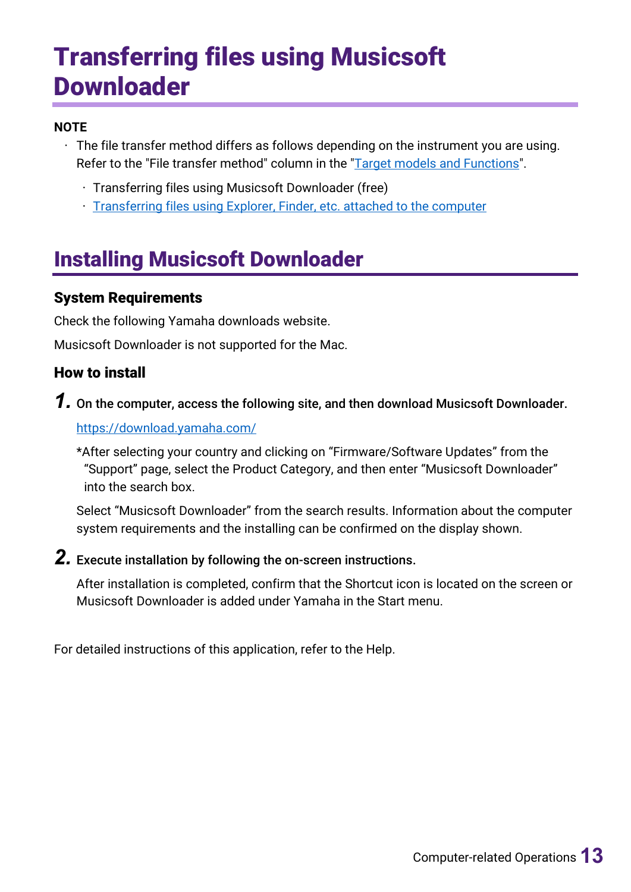# Transferring files using Musicsoft Downloader

**NOTE**

- The file transfer method differs as follows depending on the instrument you are using. Refer to the "File transfer method" column in the "Target models and Functions".
  - Transferring files using Musicsoft Downloader (free)
  - Transferring files using Explorer, Finder, etc. attached to the computer

## Installing Musicsoft Downloader

### System Requirements

Check the following Yamaha downloads website.

Musicsoft Downloader is not supported for the Mac.

### How to install

**1. On the computer, access the following site, and then download Musicsoft Downloader.**

https://download.yamaha.com/

*After selecting your country and clicking on “Firmware/Software Updates” from the “Support” page, select the Product Category, and then enter “Musicsoft Downloader” into the search box.

Select “Musicsoft Downloader” from the search results. Information about the computer system requirements and the installing can be confirmed on the display shown.

**2. Execute installation by following the on-screen instructions.**

After installation is completed, confirm that the Shortcut icon is located on the screen or Musicsoft Downloader is added under Yamaha in the Start menu.

For detailed instructions of this application, refer to the Help.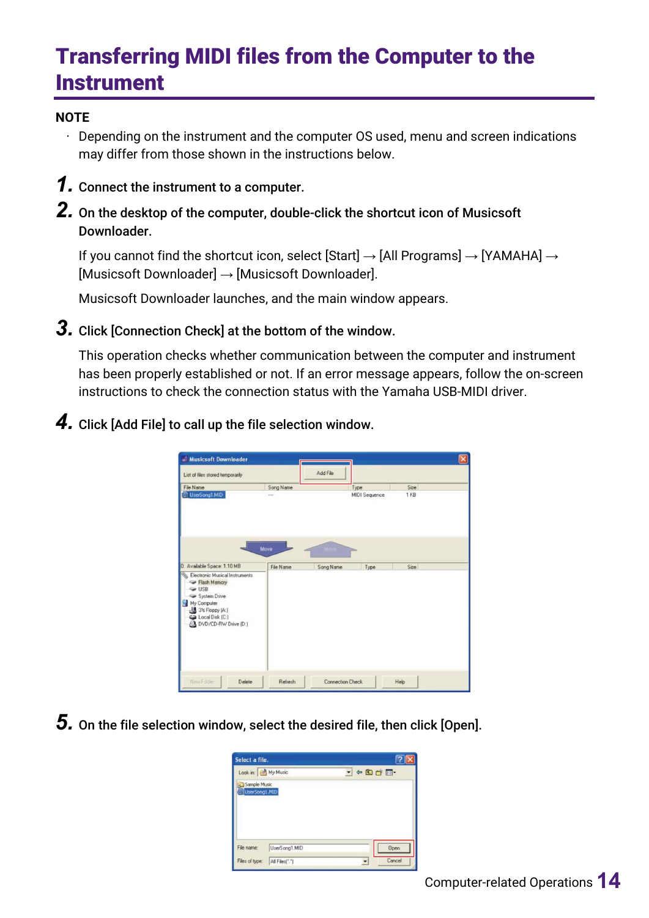# Transferring MIDI files from the Computer to the Instrument

**NOTE**

- Depending on the instrument and the computer OS used, menu and screen indications may differ from those shown in the instructions below.

**1.** **Connect the instrument to a computer.**

**2.** **On the desktop of the computer, double-click the shortcut icon of Musicsoft Downloader.**

If you cannot find the shortcut icon, select [Start] → [All Programs] → [YAMAHA] → [Musicsoft Downloader] → [Musicsoft Downloader].

Musicsoft Downloader launches, and the main window appears.

**3.** **Click [Connection Check] at the bottom of the window.**

This operation checks whether communication between the computer and instrument has been properly established or not. If an error message appears, follow the on-screen instructions to check the connection status with the Yamaha USB-MIDI driver.

**4.** **Click [Add File] to call up the file selection window.**

**5.** **On the file selection window, select the desired file, then click [Open].**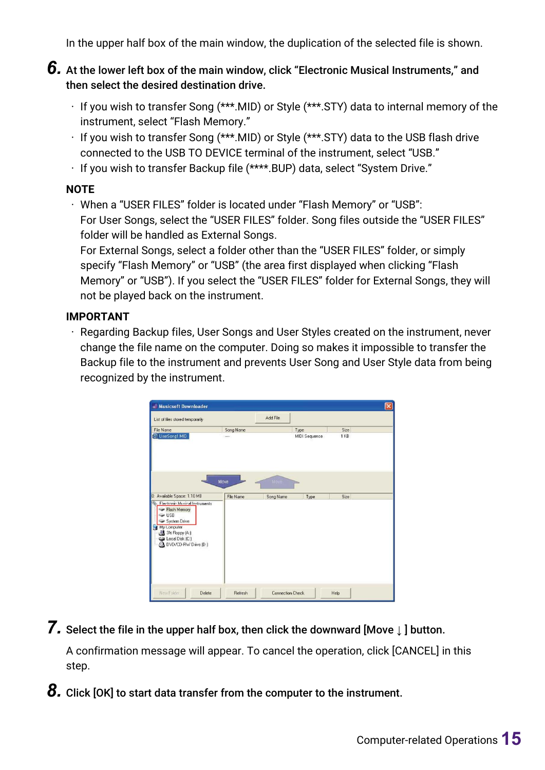In the upper half box of the main window, the duplication of the selected file is shown.

**6. At the lower left box of the main window, click “Electronic Musical Instruments,” and then select the desired destination drive.**

- If you wish to transfer Song (***.MID) or Style (***.STY) data to internal memory of the instrument, select “Flash Memory.”
- If you wish to transfer Song (***.MID) or Style (***.STY) data to the USB flash drive connected to the USB TO DEVICE terminal of the instrument, select “USB.”
- If you wish to transfer Backup file (****.BUP) data, select “System Drive.”

**NOTE**

- When a “USER FILES” folder is located under “Flash Memory” or “USB”:
  For User Songs, select the “USER FILES” folder. Song files outside the “USER FILES” folder will be handled as External Songs.
  For External Songs, select a folder other than the “USER FILES” folder, or simply specify “Flash Memory” or “USB” (the area first displayed when clicking “Flash Memory” or “USB”). If you select the “USER FILES” folder for External Songs, they will not be played back on the instrument.

**IMPORTANT**

- Regarding Backup files, User Songs and User Styles created on the instrument, never change the file name on the computer. Doing so makes it impossible to transfer the Backup file to the instrument and prevents User Song and User Style data from being recognized by the instrument.

**7. Select the file in the upper half box, then click the downward [Move ↓ ] button.**

A confirmation message will appear. To cancel the operation, click [CANCEL] in this step.

**8. Click [OK] to start data transfer from the computer to the instrument.**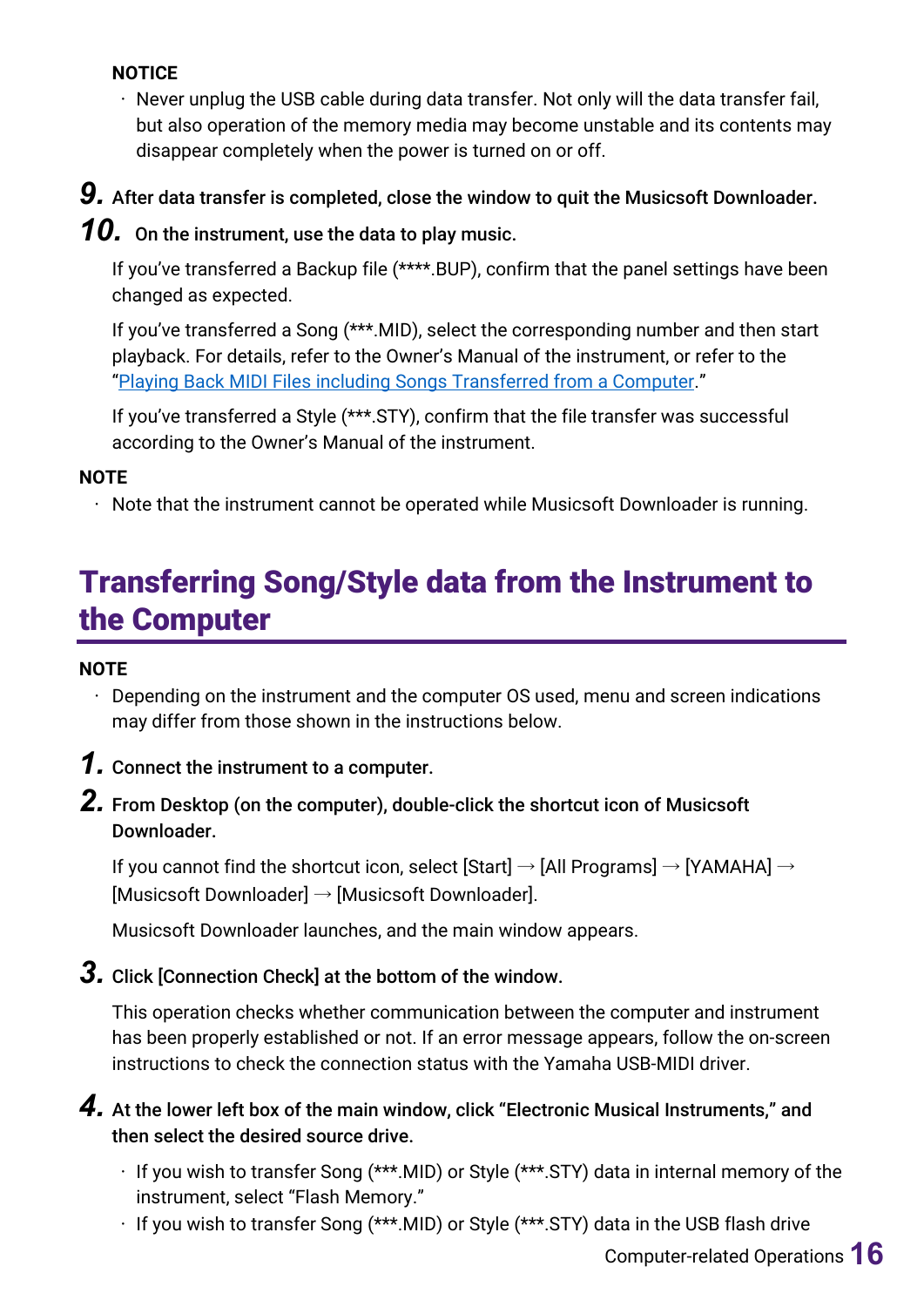**NOTICE**

- Never unplug the USB cable during data transfer. Not only will the data transfer fail, but also operation of the memory media may become unstable and its contents may disappear completely when the power is turned on or off.

**9.** **After data transfer is completed, close the window to quit the Musicsoft Downloader.**

**10.** **On the instrument, use the data to play music.**

If you've transferred a Backup file (****.BUP), confirm that the panel settings have been changed as expected.

If you've transferred a Song (***.MID), select the corresponding number and then start playback. For details, refer to the Owner's Manual of the instrument, or refer to the "Playing Back MIDI Files including Songs Transferred from a Computer."

If you've transferred a Style (***.STY), confirm that the file transfer was successful according to the Owner's Manual of the instrument.

**NOTE**

- Note that the instrument cannot be operated while Musicsoft Downloader is running.

## Transferring Song/Style data from the Instrument to the Computer

**NOTE**

- Depending on the instrument and the computer OS used, menu and screen indications may differ from those shown in the instructions below.

**1.** **Connect the instrument to a computer.**

**2.** **From Desktop (on the computer), double-click the shortcut icon of Musicsoft Downloader.**

If you cannot find the shortcut icon, select [Start] → [All Programs] → [YAMAHA] → [Musicsoft Downloader] → [Musicsoft Downloader].

Musicsoft Downloader launches, and the main window appears.

**3.** **Click [Connection Check] at the bottom of the window.**

This operation checks whether communication between the computer and instrument has been properly established or not. If an error message appears, follow the on-screen instructions to check the connection status with the Yamaha USB-MIDI driver.

**4.** **At the lower left box of the main window, click "Electronic Musical Instruments," and then select the desired source drive.**

- If you wish to transfer Song (***.MID) or Style (***.STY) data in internal memory of the instrument, select "Flash Memory."
- If you wish to transfer Song (***.MID) or Style (***.STY) data in the USB flash drive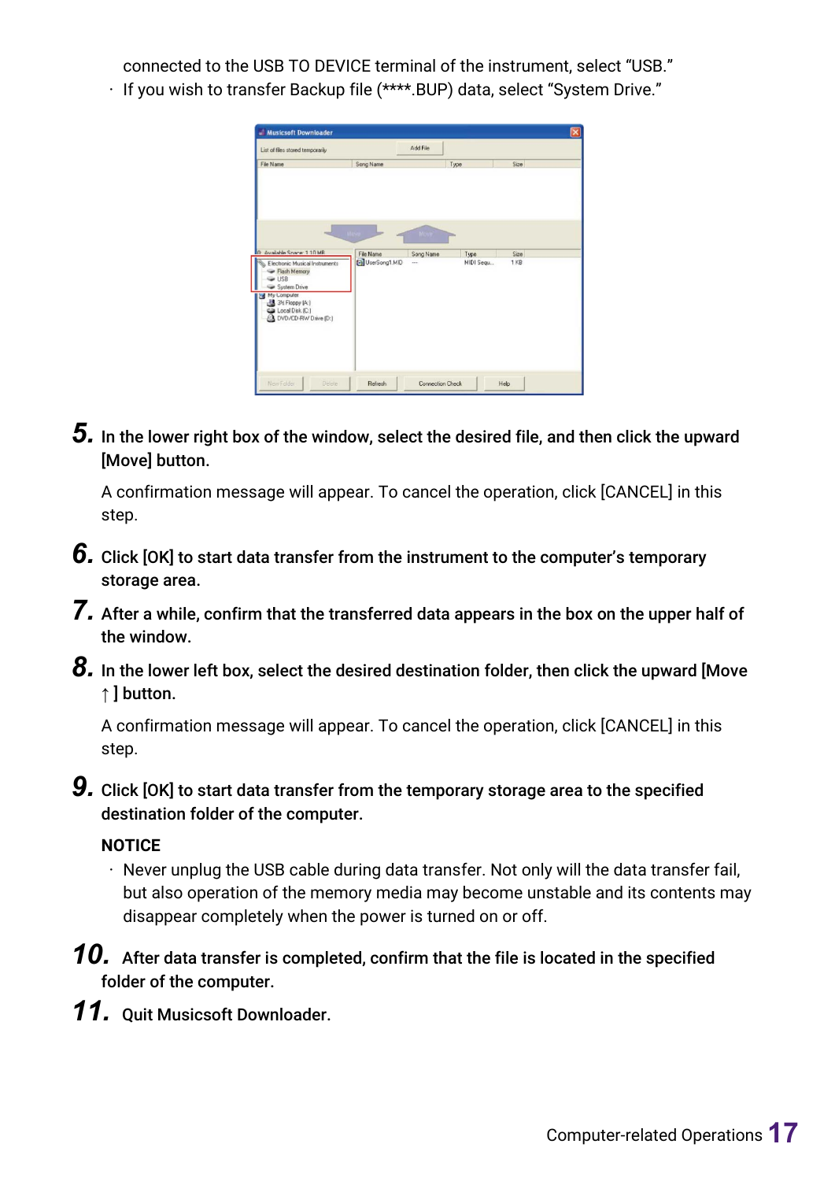connected to the USB TO DEVICE terminal of the instrument, select “USB.”

- If you wish to transfer Backup file (****.BUP) data, select “System Drive.”

**5.** **In the lower right box of the window, select the desired file, and then click the upward [Move] button.**

A confirmation message will appear. To cancel the operation, click [CANCEL] in this step.

**6.** **Click [OK] to start data transfer from the instrument to the computer’s temporary storage area.**

**7.** **After a while, confirm that the transferred data appears in the box on the upper half of the window.**

**8.** **In the lower left box, select the desired destination folder, then click the upward [Move ↑] button.**

A confirmation message will appear. To cancel the operation, click [CANCEL] in this step.

**9.** **Click [OK] to start data transfer from the temporary storage area to the specified destination folder of the computer.**

**NOTICE**

- Never unplug the USB cable during data transfer. Not only will the data transfer fail, but also operation of the memory media may become unstable and its contents may disappear completely when the power is turned on or off.

**10.** **After data transfer is completed, confirm that the file is located in the specified folder of the computer.**

**11.** **Quit Musicsoft Downloader.**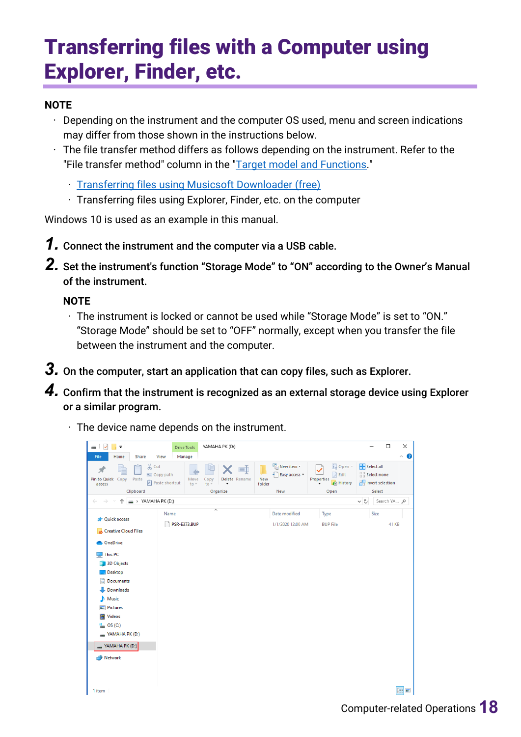# Transferring files with a Computer using Explorer, Finder, etc.

**NOTE**

- Depending on the instrument and the computer OS used, menu and screen indications may differ from those shown in the instructions below.
- The file transfer method differs as follows depending on the instrument. Refer to the "File transfer method" column in the "Target model and Functions."
  - Transferring files using Musicsoft Downloader (free)
  - Transferring files using Explorer, Finder, etc. on the computer

Windows 10 is used as an example in this manual.

**1.** **Connect the instrument and the computer via a USB cable.**

**2.** **Set the instrument's function "Storage Mode" to "ON" according to the Owner's Manual of the instrument.**

**NOTE**

- The instrument is locked or cannot be used while "Storage Mode" is set to "ON." "Storage Mode" should be set to "OFF" normally, except when you transfer the file between the instrument and the computer.

**3.** **On the computer, start an application that can copy files, such as Explorer.**

**4.** **Confirm that the instrument is recognized as an external storage device using Explorer or a similar program.**

- The device name depends on the instrument.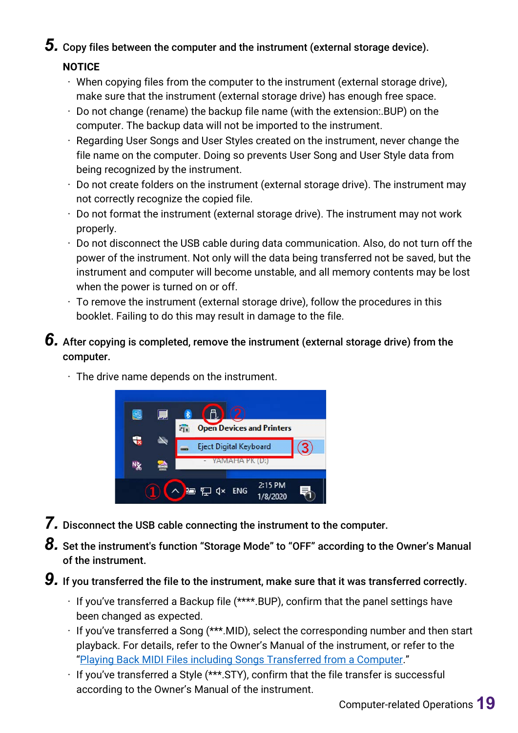**5.** **Copy files between the computer and the instrument (external storage device).**

**NOTICE**

- When copying files from the computer to the instrument (external storage drive), make sure that the instrument (external storage drive) has enough free space.
- Do not change (rename) the backup file name (with the extension:.BUP) on the computer. The backup data will not be imported to the instrument.
- Regarding User Songs and User Styles created on the instrument, never change the file name on the computer. Doing so prevents User Song and User Style data from being recognized by the instrument.
- Do not create folders on the instrument (external storage drive). The instrument may not correctly recognize the copied file.
- Do not format the instrument (external storage drive). The instrument may not work properly.
- Do not disconnect the USB cable during data communication. Also, do not turn off the power of the instrument. Not only will the data being transferred not be saved, but the instrument and computer will become unstable, and all memory contents may be lost when the power is turned on or off.
- To remove the instrument (external storage drive), follow the procedures in this booklet. Failing to do this may result in damage to the file.

**6.** **After copying is completed, remove the instrument (external storage drive) from the computer.**

- The drive name depends on the instrument.

**7.** **Disconnect the USB cable connecting the instrument to the computer.**

**8.** **Set the instrument's function “Storage Mode” to “OFF” according to the Owner’s Manual of the instrument.**

**9.** **If you transferred the file to the instrument, make sure that it was transferred correctly.**

- If you’ve transferred a Backup file (****.BUP), confirm that the panel settings have been changed as expected.
- If you’ve transferred a Song (***.MID), select the corresponding number and then start playback. For details, refer to the Owner’s Manual of the instrument, or refer to the “Playing Back MIDI Files including Songs Transferred from a Computer.”
- If you’ve transferred a Style (***.STY), confirm that the file transfer is successful according to the Owner’s Manual of the instrument.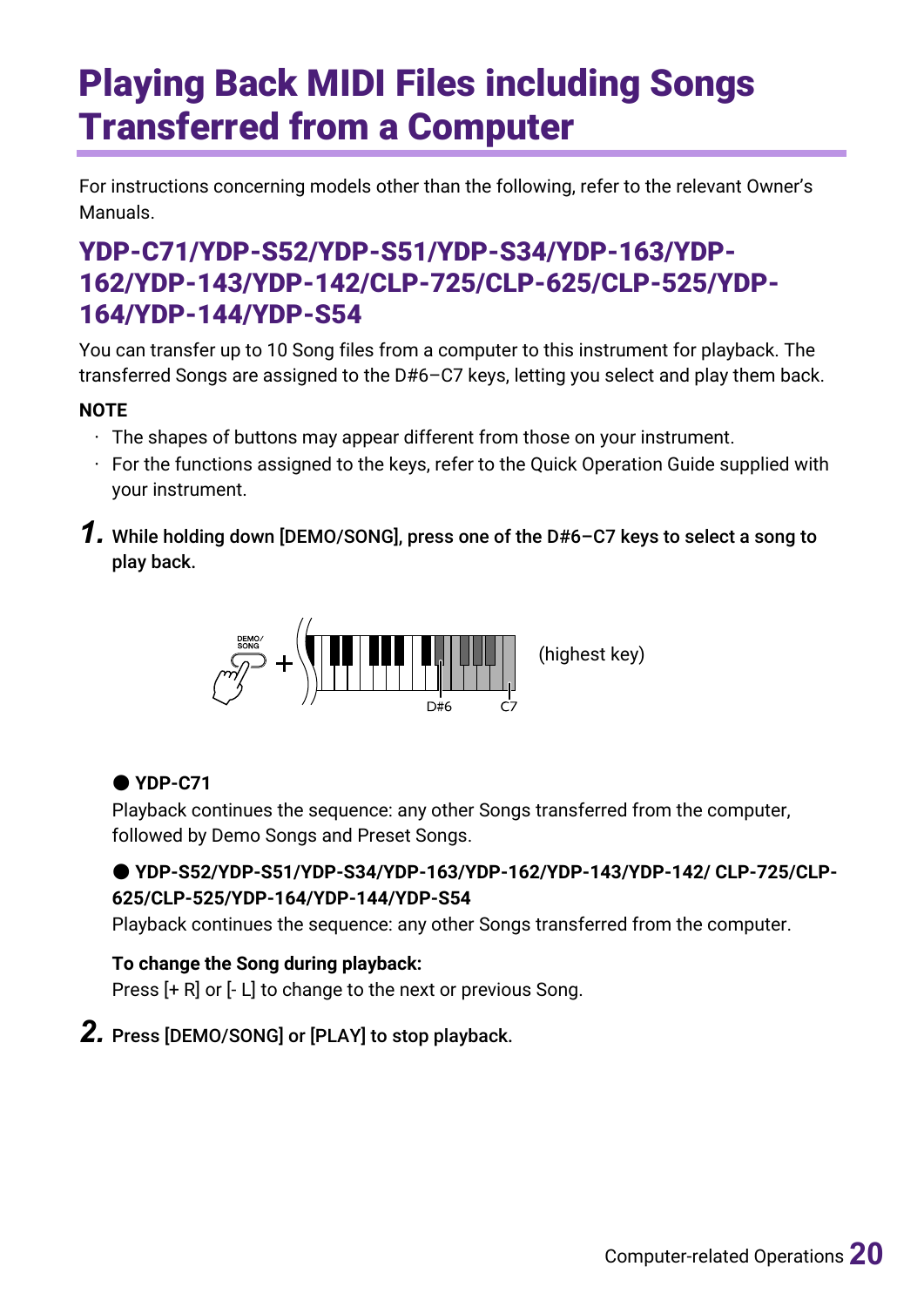# Playing Back MIDI Files including Songs Transferred from a Computer

For instructions concerning models other than the following, refer to the relevant Owner's Manuals.

## YDP-C71/YDP-S52/YDP-S51/YDP-S34/YDP-163/YDP-162/YDP-143/YDP-142/CLP-725/CLP-625/CLP-525/YDP-164/YDP-144/YDP-S54

You can transfer up to 10 Song files from a computer to this instrument for playback. The transferred Songs are assigned to the D#6–C7 keys, letting you select and play them back.

**NOTE**

- The shapes of buttons may appear different from those on your instrument.
- For the functions assigned to the keys, refer to the Quick Operation Guide supplied with your instrument.

**1.** While holding down [DEMO/SONG], press one of the D#6–C7 keys to select a song to play back.

DEMO/SONG + D#6 C7 (highest key)

● **YDP-C71**

Playback continues the sequence: any other Songs transferred from the computer, followed by Demo Songs and Preset Songs.

● **YDP-S52/YDP-S51/YDP-S34/YDP-163/YDP-162/YDP-143/YDP-142/ CLP-725/CLP-625/CLP-525/YDP-164/YDP-144/YDP-S54**

Playback continues the sequence: any other Songs transferred from the computer.

**To change the Song during playback:**

Press [+ R] or [- L] to change to the next or previous Song.

**2.** Press [DEMO/SONG] or [PLAY] to stop playback.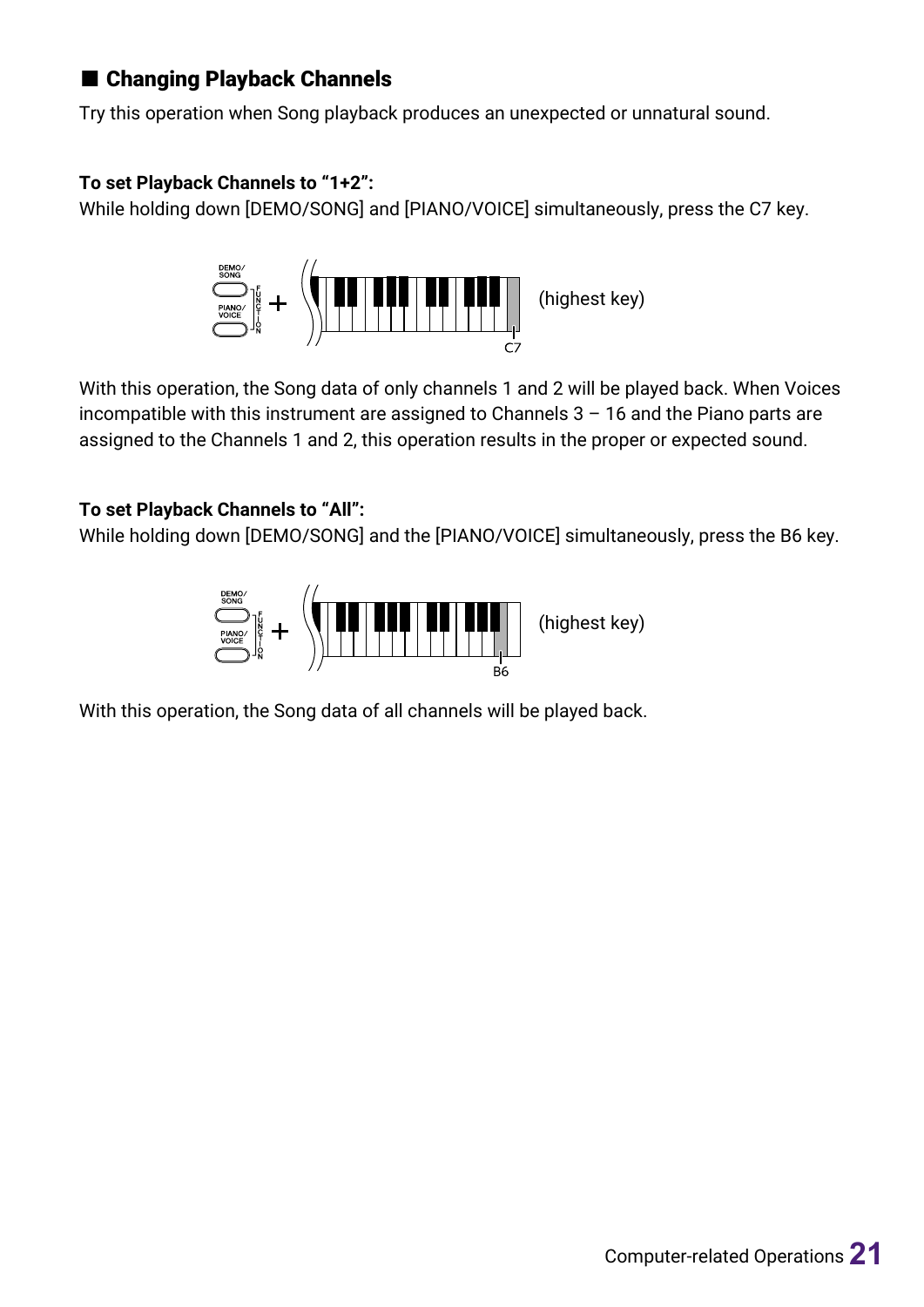## ■ Changing Playback Channels

Try this operation when Song playback produces an unexpected or unnatural sound.

**To set Playback Channels to "1+2":**

While holding down [DEMO/SONG] and [PIANO/VOICE] simultaneously, press the C7 key.

(highest key)

With this operation, the Song data of only channels 1 and 2 will be played back. When Voices incompatible with this instrument are assigned to Channels 3 – 16 and the Piano parts are assigned to the Channels 1 and 2, this operation results in the proper or expected sound.

**To set Playback Channels to "All":**

While holding down [DEMO/SONG] and the [PIANO/VOICE] simultaneously, press the B6 key.

(highest key)

With this operation, the Song data of all channels will be played back.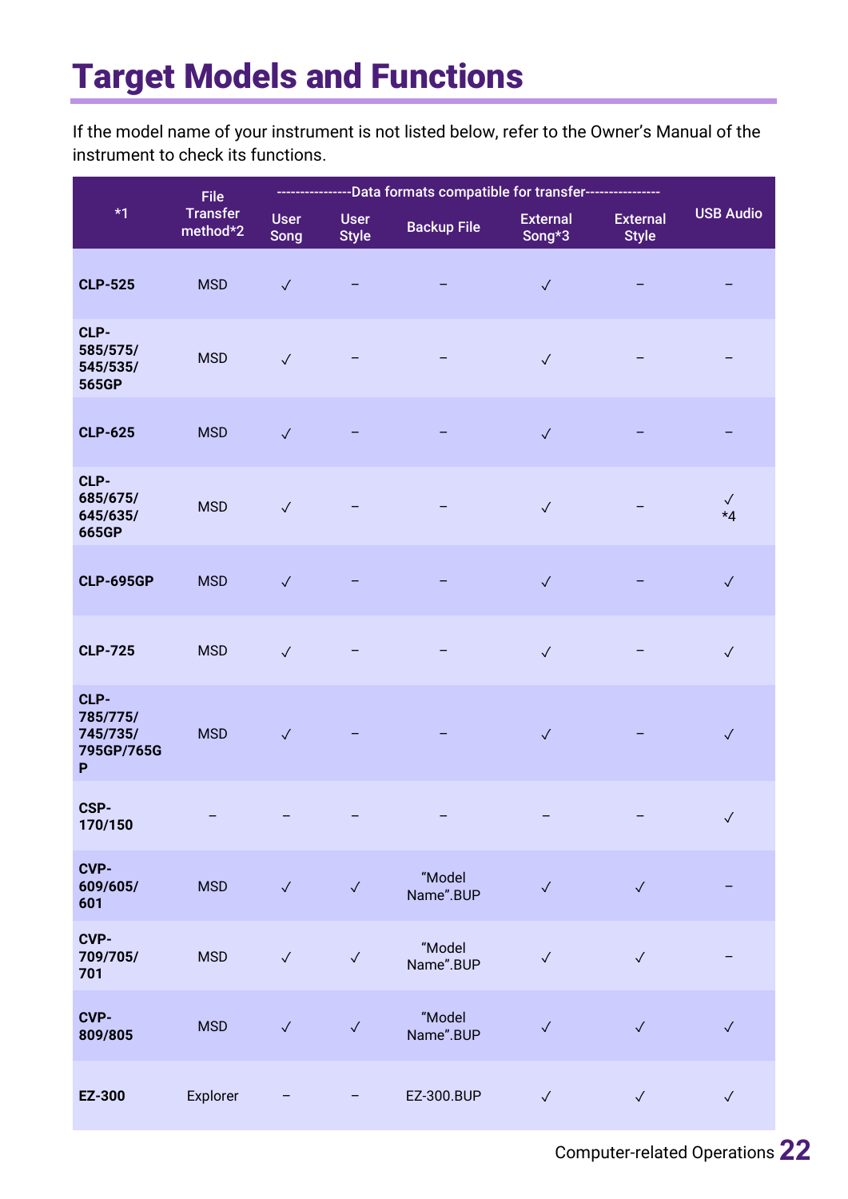# Target Models and Functions

If the model name of your instrument is not listed below, refer to the Owner’s Manual of the instrument to check its functions.

| *1 | File Transfer method*2 | ---------------Data formats compatible for transfer--------------- | | | | | USB Audio |
|---|---|---|---|---|---|---|---|
| | | User Song | User Style | Backup File | External Song*3 | External Style | |
| **CLP-525** | MSD | ✓ | – | – | ✓ | – | – |
| **CLP-585/575/545/535/565GP** | MSD | ✓ | – | – | ✓ | – | – |
| **CLP-625** | MSD | ✓ | – | – | ✓ | – | – |
| **CLP-685/675/645/635/665GP** | MSD | ✓ | – | – | ✓ | – | ✓ *4 |
| **CLP-695GP** | MSD | ✓ | – | – | ✓ | – | ✓ |
| **CLP-725** | MSD | ✓ | – | – | ✓ | – | ✓ |
| **CLP-785/775/745/735/795GP/765GP** | MSD | ✓ | – | – | ✓ | – | ✓ |
| **CSP-170/150** | – | – | – | – | – | – | ✓ |
| **CVP-609/605/601** | MSD | ✓ | ✓ | “Model Name”.BUP | ✓ | ✓ | – |
| **CVP-709/705/701** | MSD | ✓ | ✓ | “Model Name”.BUP | ✓ | ✓ | – |
| **CVP-809/805** | MSD | ✓ | ✓ | “Model Name”.BUP | ✓ | ✓ | ✓ |
| **EZ-300** | Explorer | – | – | EZ-300.BUP | ✓ | ✓ | ✓ |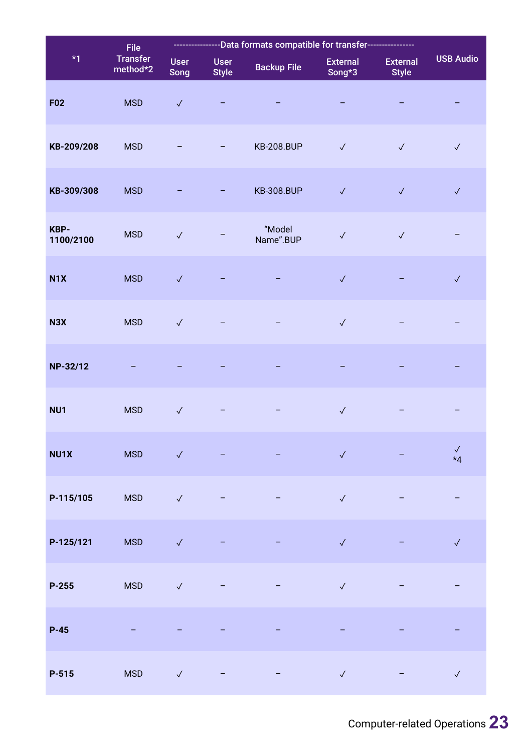| *1 | File Transfer method*2 | ----------------Data formats compatible for transfer---------------- | | | | | USB Audio |
|---|---|---|---|---|---|---|---|
| | | User Song | User Style | Backup File | External Song*3 | External Style | |
| **F02** | MSD | ✓ | – | – | – | – | – |
| **KB-209/208** | MSD | – | – | KB-208.BUP | ✓ | ✓ | ✓ |
| **KB-309/308** | MSD | – | – | KB-308.BUP | ✓ | ✓ | ✓ |
| **KBP-1100/2100** | MSD | ✓ | – | “Model Name”.BUP | ✓ | ✓ | – |
| **N1X** | MSD | ✓ | – | – | ✓ | – | ✓ |
| **N3X** | MSD | ✓ | – | – | ✓ | – | – |
| **NP-32/12** | – | – | – | – | – | – | – |
| **NU1** | MSD | ✓ | – | – | ✓ | – | – |
| **NU1X** | MSD | ✓ | – | – | ✓ | – | ✓ *4 |
| **P-115/105** | MSD | ✓ | – | – | ✓ | – | – |
| **P-125/121** | MSD | ✓ | – | – | ✓ | – | ✓ |
| **P-255** | MSD | ✓ | – | – | ✓ | – | – |
| **P-45** | – | – | – | – | – | – | – |
| **P-515** | MSD | ✓ | – | – | ✓ | – | ✓ |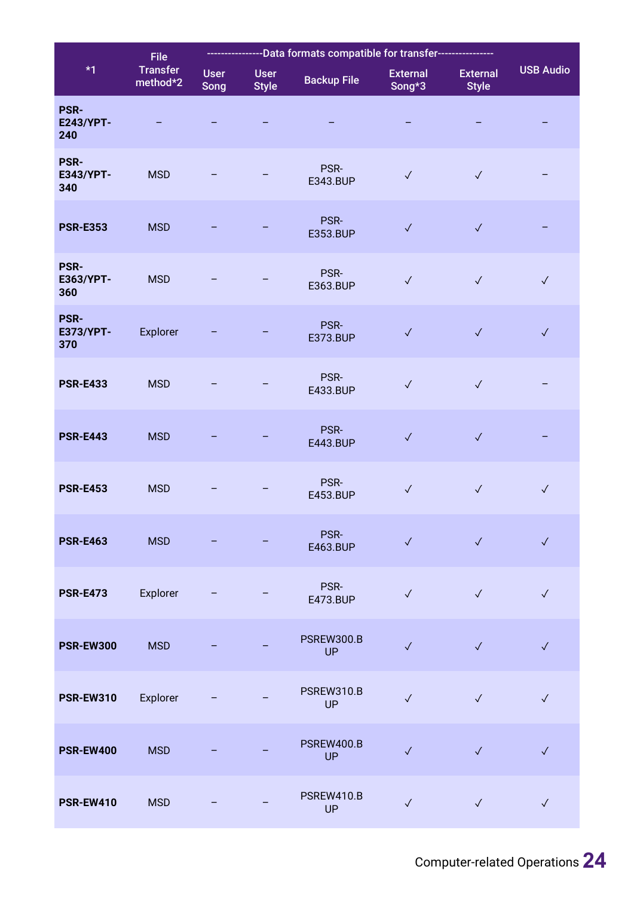| *1 | File Transfer method*2 | ----------------Data formats compatible for transfer---------------- | | | | | USB Audio |
|---|---|---|---|---|---|---|---|
| | | User Song | User Style | Backup File | External Song*3 | External Style | |
| **PSR-E243/YPT-240** | – | – | – | – | – | – | – |
| **PSR-E343/YPT-340** | MSD | – | – | PSR-E343.BUP | ✓ | ✓ | – |
| **PSR-E353** | MSD | – | – | PSR-E353.BUP | ✓ | ✓ | – |
| **PSR-E363/YPT-360** | MSD | – | – | PSR-E363.BUP | ✓ | ✓ | ✓ |
| **PSR-E373/YPT-370** | Explorer | – | – | PSR-E373.BUP | ✓ | ✓ | ✓ |
| **PSR-E433** | MSD | – | – | PSR-E433.BUP | ✓ | ✓ | – |
| **PSR-E443** | MSD | – | – | PSR-E443.BUP | ✓ | ✓ | – |
| **PSR-E453** | MSD | – | – | PSR-E453.BUP | ✓ | ✓ | ✓ |
| **PSR-E463** | MSD | – | – | PSR-E463.BUP | ✓ | ✓ | ✓ |
| **PSR-E473** | Explorer | – | – | PSR-E473.BUP | ✓ | ✓ | ✓ |
| **PSR-EW300** | MSD | – | – | PSREW300.BUP | ✓ | ✓ | ✓ |
| **PSR-EW310** | Explorer | – | – | PSREW310.BUP | ✓ | ✓ | ✓ |
| **PSR-EW400** | MSD | – | – | PSREW400.BUP | ✓ | ✓ | ✓ |
| **PSR-EW410** | MSD | – | – | PSREW410.BUP | ✓ | ✓ | ✓ |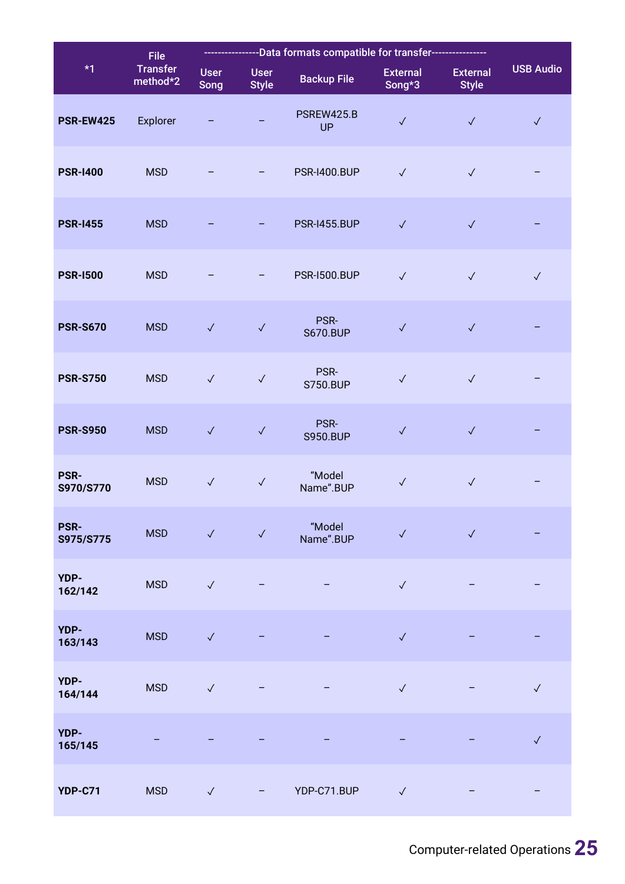| *1 | File Transfer method*2 | ----------------Data formats compatible for transfer---------------- | | | | | USB Audio |
|---|---|---|---|---|---|---|---|
| | | User Song | User Style | Backup File | External Song*3 | External Style | |
| **PSR-EW425** | Explorer | – | – | PSREW425.BUP | ✓ | ✓ | ✓ |
| **PSR-I400** | MSD | – | – | PSR-I400.BUP | ✓ | ✓ | – |
| **PSR-I455** | MSD | – | – | PSR-I455.BUP | ✓ | ✓ | – |
| **PSR-I500** | MSD | – | – | PSR-I500.BUP | ✓ | ✓ | ✓ |
| **PSR-S670** | MSD | ✓ | ✓ | PSR-S670.BUP | ✓ | ✓ | – |
| **PSR-S750** | MSD | ✓ | ✓ | PSR-S750.BUP | ✓ | ✓ | – |
| **PSR-S950** | MSD | ✓ | ✓ | PSR-S950.BUP | ✓ | ✓ | – |
| **PSR-S970/S770** | MSD | ✓ | ✓ | “Model Name”.BUP | ✓ | ✓ | – |
| **PSR-S975/S775** | MSD | ✓ | ✓ | “Model Name”.BUP | ✓ | ✓ | – |
| **YDP-162/142** | MSD | ✓ | – | – | ✓ | – | – |
| **YDP-163/143** | MSD | ✓ | – | – | ✓ | – | – |
| **YDP-164/144** | MSD | ✓ | – | – | ✓ | – | ✓ |
| **YDP-165/145** | – | – | – | – | – | – | ✓ |
| **YDP-C71** | MSD | ✓ | – | YDP-C71.BUP | ✓ | – | – |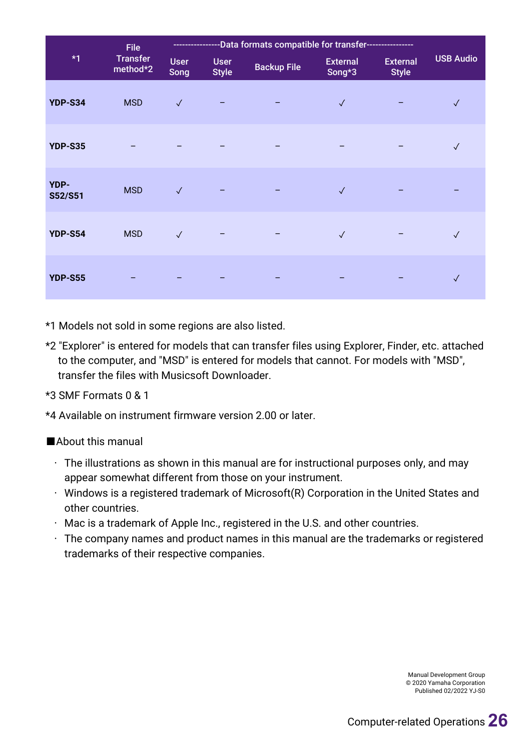| *1 | File Transfer method*2 | ----------------Data formats compatible for transfer---------------- | | | | | USB Audio |
|---|---|---|---|---|---|---|---|
| | | User Song | User Style | Backup File | External Song*3 | External Style | |
| **YDP-S34** | MSD | ✓ | – | – | ✓ | – | ✓ |
| **YDP-S35** | – | – | – | – | – | – | ✓ |
| **YDP-S52/S51** | MSD | ✓ | – | – | ✓ | – | – |
| **YDP-S54** | MSD | ✓ | – | – | ✓ | – | ✓ |
| **YDP-S55** | – | – | – | – | – | – | ✓ |

*1 Models not sold in some regions are also listed.

*2 "Explorer" is entered for models that can transfer files using Explorer, Finder, etc. attached to the computer, and "MSD" is entered for models that cannot. For models with "MSD", transfer the files with Musicsoft Downloader.

*3 SMF Formats 0 & 1

*4 Available on instrument firmware version 2.00 or later.

■About this manual

- The illustrations as shown in this manual are for instructional purposes only, and may appear somewhat different from those on your instrument.
- Windows is a registered trademark of Microsoft(R) Corporation in the United States and other countries.
- Mac is a trademark of Apple Inc., registered in the U.S. and other countries.
- The company names and product names in this manual are the trademarks or registered trademarks of their respective companies.

Manual Development Group
© 2020 Yamaha Corporation
Published 02/2022 YJ-S0